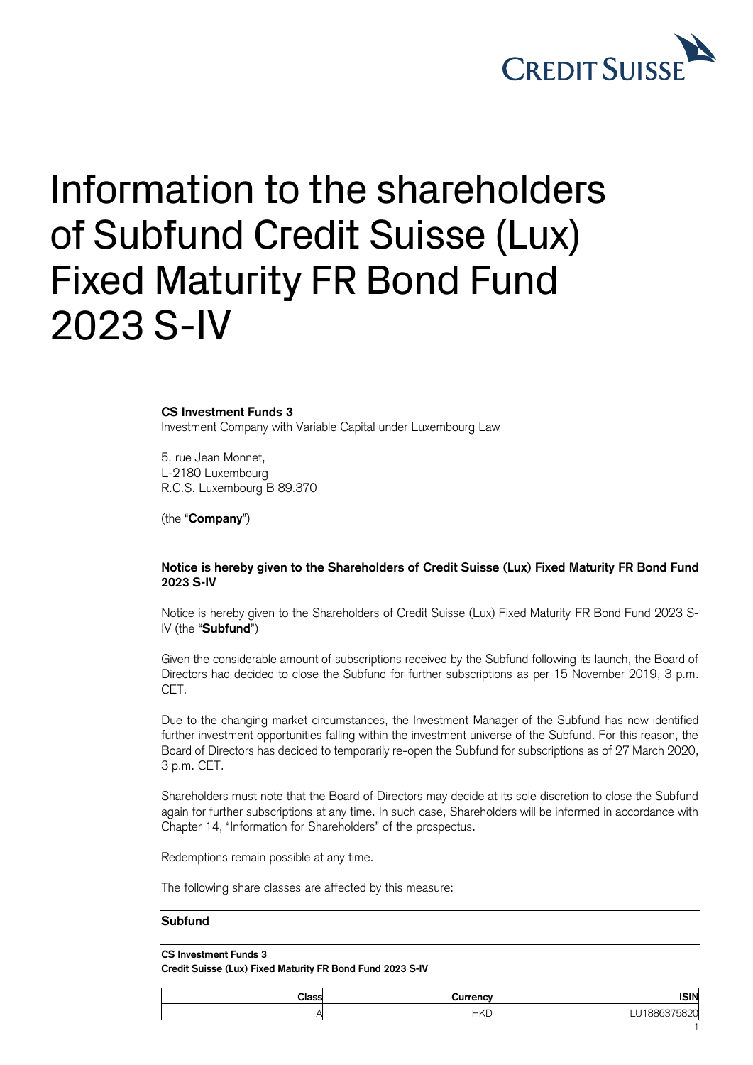# Information to the shareholders of Subfund Credit Suisse (Lux) Fixed Maturity FR Bond Fund 2023 S-IV

**CS Investment Funds 3**
Investment Company with Variable Capital under Luxembourg Law

5, rue Jean Monnet,
L-2180 Luxembourg
R.C.S. Luxembourg B 89.370

(the "**Company**")

**Notice is hereby given to the Shareholders of Credit Suisse (Lux) Fixed Maturity FR Bond Fund 2023 S-IV**

Notice is hereby given to the Shareholders of Credit Suisse (Lux) Fixed Maturity FR Bond Fund 2023 S-IV (the "**Subfund**")

Given the considerable amount of subscriptions received by the Subfund following its launch, the Board of Directors had decided to close the Subfund for further subscriptions as per 15 November 2019, 3 p.m. CET.

Due to the changing market circumstances, the Investment Manager of the Subfund has now identified further investment opportunities falling within the investment universe of the Subfund. For this reason, the Board of Directors has decided to temporarily re-open the Subfund for subscriptions as of 27 March 2020, 3 p.m. CET.

Shareholders must note that the Board of Directors may decide at its sole discretion to close the Subfund again for further subscriptions at any time. In such case, Shareholders will be informed in accordance with Chapter 14, "Information for Shareholders" of the prospectus.

Redemptions remain possible at any time.

The following share classes are affected by this measure:

**Subfund**

**CS Investment Funds 3**
**Credit Suisse (Lux) Fixed Maturity FR Bond Fund 2023 S-IV**

| Class | Currency | ISIN |
|---:|---:|---:|
| A | HKD | LU1886375820 |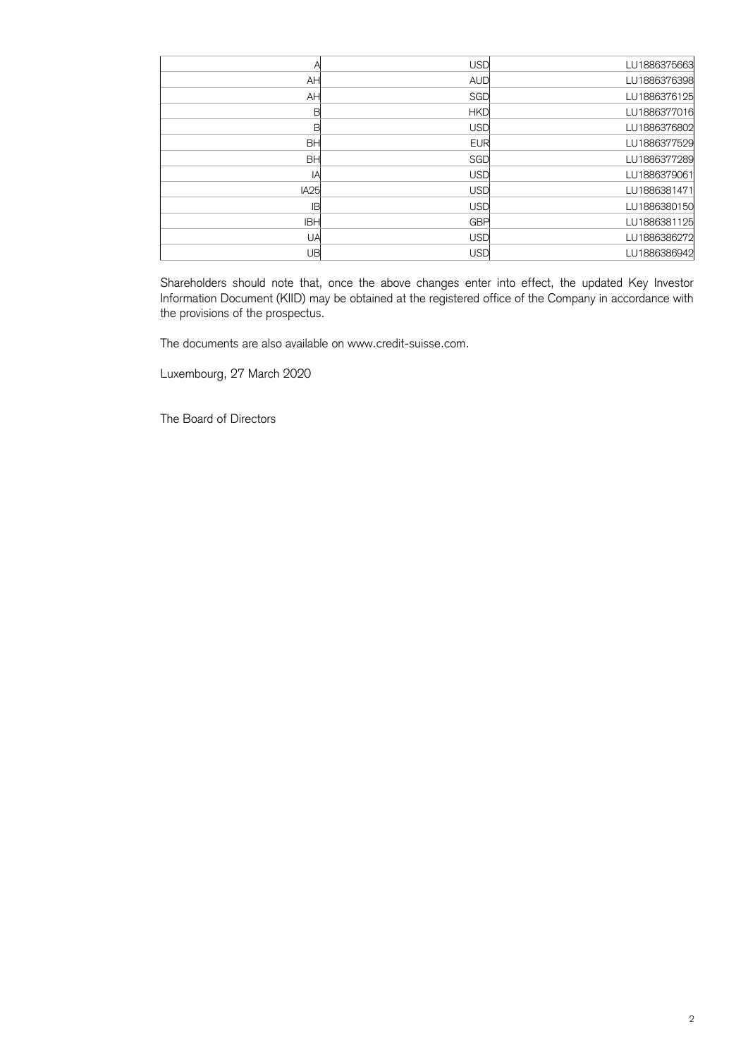| | | |
|---|---|---|
| A | USD | LU1886375663 |
| AH | AUD | LU1886376398 |
| AH | SGD | LU1886376125 |
| B | HKD | LU1886377016 |
| B | USD | LU1886376802 |
| BH | EUR | LU1886377529 |
| BH | SGD | LU1886377289 |
| IA | USD | LU1886379061 |
| IA25 | USD | LU1886381471 |
| IB | USD | LU1886380150 |
| IBH | GBP | LU1886381125 |
| UA | USD | LU1886386272 |
| UB | USD | LU1886386942 |

Shareholders should note that, once the above changes enter into effect, the updated Key Investor Information Document (KIID) may be obtained at the registered office of the Company in accordance with the provisions of the prospectus.

The documents are also available on www.credit-suisse.com.

Luxembourg, 27 March 2020

The Board of Directors